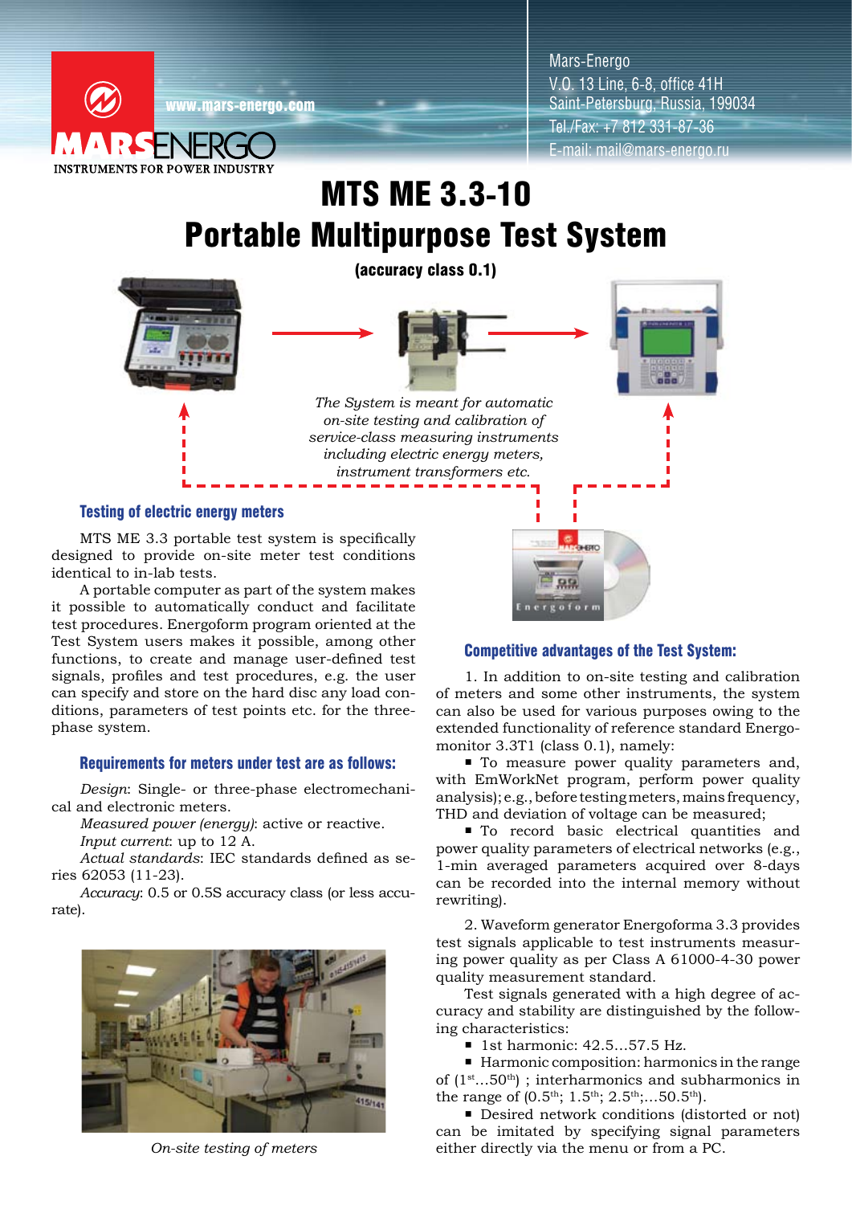www.mars-energo.com

MARSENERGO
INSTRUMENTS FOR POWER INDUSTRY

Mars-Energo
V.O. 13 Line, 6-8, office 41H
Saint-Petersburg, Russia, 199034
Tel./Fax: +7 812 331-87-36
E-mail: mail@mars-energo.ru

# MTS ME 3.3-10
# Portable Multipurpose Test System

**(accuracy class 0.1)**

*The System is meant for automatic on-site testing and calibration of service-class measuring instruments including electric energy meters, instrument transformers etc.*

## Testing of electric energy meters

MTS ME 3.3 portable test system is specifically designed to provide on-site meter test conditions identical to in-lab tests.

A portable computer as part of the system makes it possible to automatically conduct and facilitate test procedures. Energoform program oriented at the Test System users makes it possible, among other functions, to create and manage user-defined test signals, profiles and test procedures, e.g. the user can specify and store on the hard disc any load conditions, parameters of test points etc. for the three-phase system.

## Requirements for meters under test are as follows:

*Design*: Single- or three-phase electromechanical and electronic meters.

*Measured power (energy)*: active or reactive.

*Input current*: up to 12 A.

*Actual standards*: IEC standards defined as series 62053 (11-23).

*Accuracy*: 0.5 or 0.5S accuracy class (or less accurate).

*On-site testing of meters*

## Competitive advantages of the Test System:

1. In addition to on-site testing and calibration of meters and some other instruments, the system can also be used for various purposes owing to the extended functionality of reference standard Energomonitor 3.3T1 (class 0.1), namely:

- To measure power quality parameters and, with EmWorkNet program, perform power quality analysis); e.g., before testing meters, mains frequency, THD and deviation of voltage can be measured;
- To record basic electrical quantities and power quality parameters of electrical networks (e.g., 1-min averaged parameters acquired over 8-days can be recorded into the internal memory without rewriting).

2. Waveform generator Energoforma 3.3 provides test signals applicable to test instruments measuring power quality as per Class A 61000-4-30 power quality measurement standard.

Test signals generated with a high degree of accuracy and stability are distinguished by the following characteristics:

- 1st harmonic: 42.5...57.5 Hz.
- Harmonic composition: harmonics in the range of ($1^{st}$...$50^{th}$) ; interharmonics and subharmonics in the range of ($0.5^{th}$; $1.5^{th}$; $2.5^{th}$;...$50.5^{th}$).
- Desired network conditions (distorted or not) can be imitated by specifying signal parameters either directly via the menu or from a PC.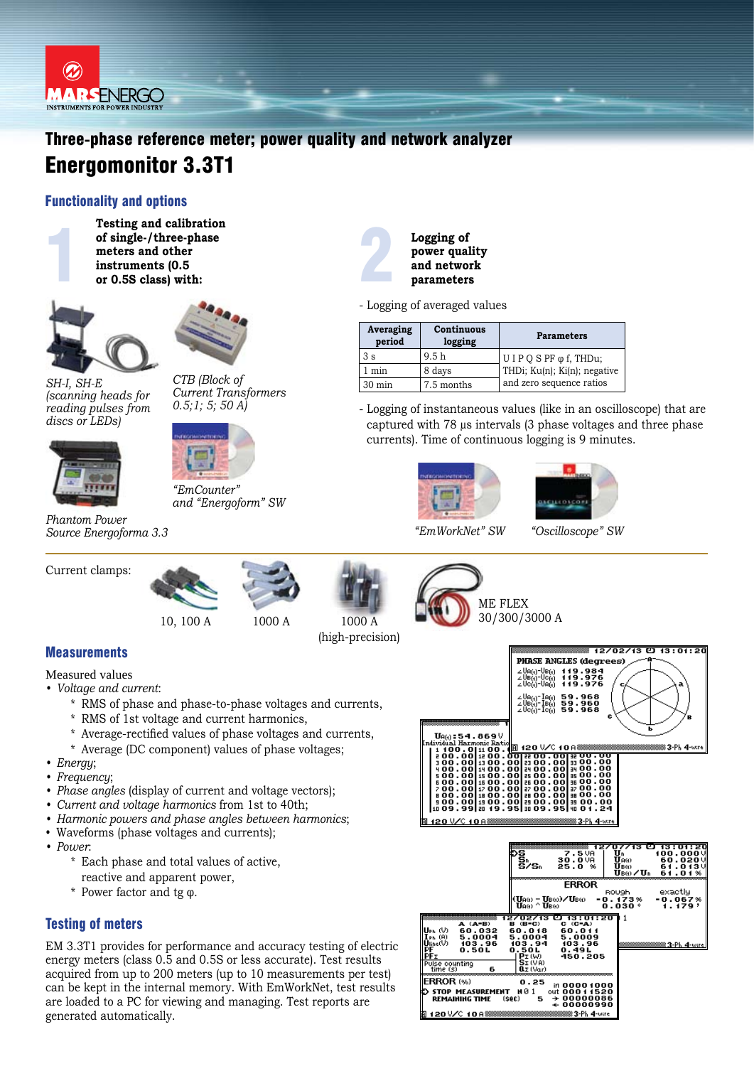# Three-phase reference meter; power quality and network analyzer

# Energomonitor 3.3T1

## Functionality and options

### 1 Testing and calibration of single-/three-phase meters and other instruments (0.5 or 0.5S class) with:

*SH-I, SH-E (scanning heads for reading pulses from discs or LEDs)*

*CTB (Block of Current Transformers 0.5;1; 5; 50 A)*

Phantom Power Source Energoforma 3.3

*"EmCounter" and "Energoform" SW*

### 2 Logging of power quality and network parameters

- Logging of averaged values

| Averaging period | Continuous logging | Parameters |
|---|---|---|
| 3 s | 9.5 h | U I P Q S PF φ f, THDu; THDi; Ku(n); Ki(n); negative and zero sequence ratios |
| 1 min | 8 days | |
| 30 min | 7.5 months | |

- Logging of instantaneous values (like in an oscilloscope) that are captured with 78 µs intervals (3 phase voltages and three phase currents). Time of continuous logging is 9 minutes.

*"EmWorkNet" SW*

*"Oscilloscope" SW*

Current clamps:

10, 100 A

1000 A

1000 A (high-precision)

ME FLEX 30/300/3000 A

## Measurements

Measured values

- *Voltage and current*:
  - \* RMS of phase and phase-to-phase voltages and currents,
  - \* RMS of 1st voltage and current harmonics,
  - \* Average-rectified values of phase voltages and currents,
  - \* Average (DC component) values of phase voltages;
- *Energy*;
- *Frequency*;
- *Phase angles* (display of current and voltage vectors);
- *Current and voltage harmonics* from 1st to 40th;
- *Harmonic powers and phase angles between harmonics*;
- Waveforms (phase voltages and currents);
- *Power*:
  - \* Each phase and total values of active, reactive and apparent power,
  - \* Power factor and tg φ.

## Testing of meters

EM 3.3T1 provides for performance and accuracy testing of electric energy meters (class 0.5 and 0.5S or less accurate). Test results acquired from up to 200 meters (up to 10 measurements per test) can be kept in the internal memory. With EmWorkNet, test results are loaded to a PC for viewing and managing. Test reports are generated automatically.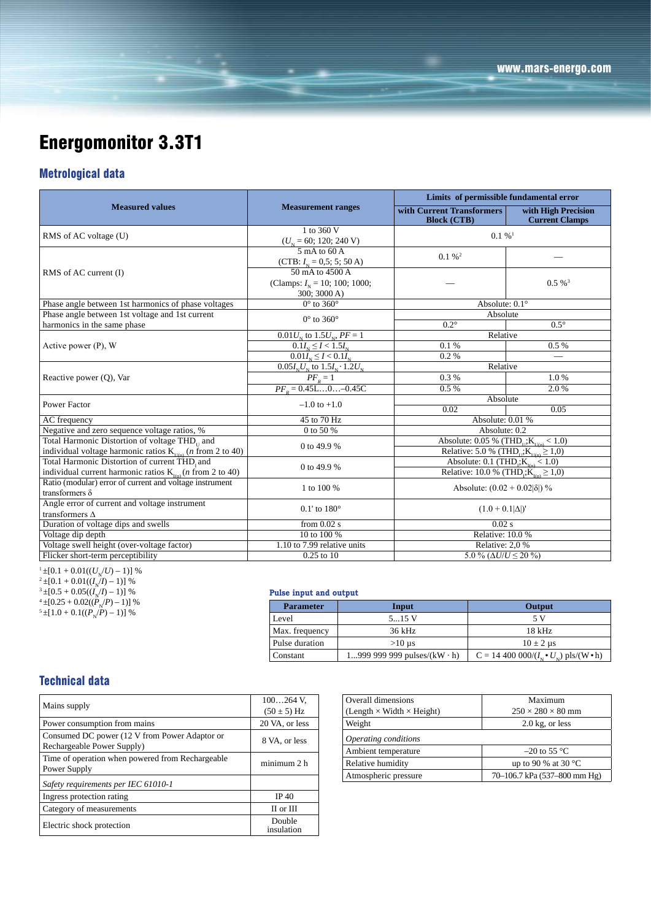# Energomonitor 3.3T1

## Metrological data

| Measured values | Measurement ranges | Limits of permissible fundamental error | |
|---|---|---|---|
| | | with Current Transformers Block (CTB) | with High Precision Current Clamps |
| RMS of AC voltage (U) | 1 to 360 V ($U_N$ = 60; 120; 240 V) | 0.1 %[1] | |
| RMS of AC current (I) | 5 mA to 60 A (CTB: $I_N$ = 0,5; 5; 50 A) | 0.1 %[2] | — |
| | 50 mA to 4500 A (Clamps: $I_N$ = 10; 100; 1000; 300; 3000 A) | — | 0.5 %[3] |
| Phase angle between 1st harmonics of phase voltages | 0° to 360° | Absolute: 0.1° | |
| Phase angle between 1st voltage and 1st current harmonics in the same phase | 0° to 360° | Absolute | |
| | | 0.2° | 0.5° |
| Active power (P), W | $0.01U_N$ to $1.5U_N$, $PF = 1$ | Relative | |
| | $0.1I_N \le I < 1.5I_N$ | 0.1 % | 0.5 % |
| | $0.01I_N \le I < 0.1I_N$ | 0.2 % | — |
| Reactive power (Q), Var | $0.05I_NU_N$ to $1.5I_N \cdot 1.2U_N$ | Relative | |
| | $PF_R = 1$ | 0.3 % | 1.0 % |
| | $PF_R$ = 0.45L…0…–0.45C | 0.5 % | 2.0 % |
| Power Factor | –1.0 to +1.0 | Absolute | |
| | | 0.02 | 0.05 |
| AC frequency | 45 to 70 Hz | Absolute: 0.01 % | |
| Negative and zero sequence voltage ratios, % | 0 to 50 % | Absolute: 0.2 | |
| Total Harmonic Distortion of voltage $THD_U$ and individual voltage harmonic ratios $K_{U(n)}$ ($n$ from 2 to 40) | 0 to 49.9 % | Absolute: 0.05 % ($THD_U$;$K_{U(n)} < 1.0$) | |
| | | Relative: 5.0 % ($THD_U$;$K_{U(n)} \ge 1{,}0$) | |
| Total Harmonic Distortion of current $THD_I$ and individual current harmonic ratios $K_{I(n)}$ ($n$ from 2 to 40) | 0 to 49.9 % | Absolute: 0.1 ($THD_I$;$K_{I(n)} < 1.0$) | |
| | | Relative: 10.0 % ($THD_I$;$K_{I(n)} \ge 1{,}0$) | |
| Ratio (modular) error of current and voltage instrument transformers δ | 1 to 100 % | Absolute: $(0.02 + 0.02\|\delta\|)$ % | |
| Angle error of current and voltage instrument transformers Δ | 0.1' to 180° | $(1.0 + 0.1\|\Delta\|)'$ | |
| Duration of voltage dips and swells | from 0.02 s | 0.02 s | |
| Voltage dip depth | 10 to 100 % | Relative: 10.0 % | |
| Voltage swell height (over-voltage factor) | 1.10 to 7.99 relative units | Relative: 2,0 % | |
| Flicker short-term perceptibility | 0.25 to 10 | 5.0 % ($\Delta U/U \le 20$ %) | |

[1] $\pm[0.1 + 0.01((U_N/U) - 1)]$ %
[2] $\pm[0.1 + 0.01((I_N/I) - 1)]$ %
[3] $\pm[0.5 + 0.05((I_N/I) - 1)]$ %
[4] $\pm[0.25 + 0.02((P_N/P) - 1)]$ %
[5] $\pm[1.0 + 0.1((P_N/P) - 1)]$ %

### Pulse input and output

| Parameter | Input | Output |
|---|---|---|
| Level | 5...15 V | 5 V |
| Max. frequency | 36 kHz | 18 kHz |
| Pulse duration | >10 μs | 10 ± 2 μs |
| Constant | 1...999 999 999 pulses/(kW · h) | C = 14 400 000/($I_N \cdot U_N$) pls/(W•h) |

## Technical data

| | |
|---|---|
| Mains supply | 100…264 V, (50 ± 5) Hz |
| Power consumption from mains | 20 VA, or less |
| Consumed DC power (12 V from Power Adaptor or Rechargeable Power Supply) | 8 VA, or less |
| Time of operation when powered from Rechargeable Power Supply | minimum 2 h |
| *Safety requirements per IEC 61010-1* | |
| Ingress protection rating | IP 40 |
| Category of measurements | II or III |
| Electric shock protection | Double insulation |

| | |
|---|---|
| Overall dimensions (Length × Width × Height) | Maximum 250 × 280 × 80 mm |
| Weight | 2.0 kg, or less |
| *Operating conditions* | |
| Ambient temperature | –20 to 55 °C |
| Relative humidity | up to 90 % at 30 °C |
| Atmospheric pressure | 70–106.7 kPa (537–800 mm Hg) |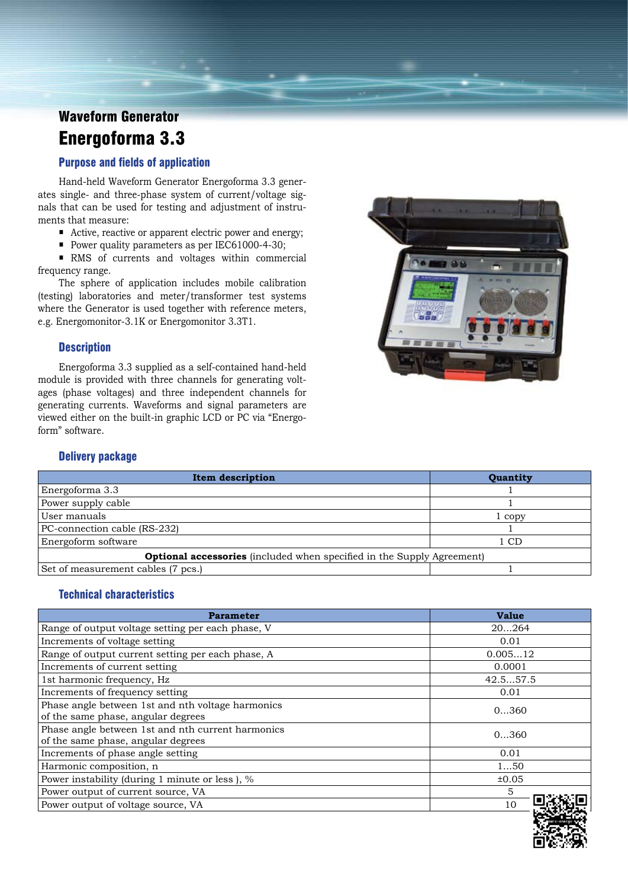# Waveform Generator

# Energoforma 3.3

## Purpose and fields of application

Hand-held Waveform Generator Energoforma 3.3 generates single- and three-phase system of current/voltage signals that can be used for testing and adjustment of instruments that measure:

- Active, reactive or apparent electric power and energy;
- Power quality parameters as per IEC61000-4-30;
- RMS of currents and voltages within commercial frequency range.

The sphere of application includes mobile calibration (testing) laboratories and meter/transformer test systems where the Generator is used together with reference meters, e.g. Energomonitor-3.1K or Energomonitor 3.3T1.

## Description

Energoforma 3.3 supplied as a self-contained hand-held module is provided with three channels for generating voltages (phase voltages) and three independent channels for generating currents. Waveforms and signal parameters are viewed either on the built-in graphic LCD or PC via "Energoform" software.

## Delivery package

| Item description | Quantity |
|---|---|
| Energoforma 3.3 | 1 |
| Power supply cable | 1 |
| User manuals | 1 copy |
| PC-connection cable (RS-232) | 1 |
| Energoform software | 1 CD |
| **Optional accessories** (included when specified in the Supply Agreement) | |
| Set of measurement cables (7 pcs.) | 1 |

## Technical characteristics

| Parameter | Value |
|---|---|
| Range of output voltage setting per each phase, V | 20…264 |
| Increments of voltage setting | 0.01 |
| Range of output current setting per each phase, A | 0.005…12 |
| Increments of current setting | 0.0001 |
| 1st harmonic frequency, Hz | 42.5…57.5 |
| Increments of frequency setting | 0.01 |
| Phase angle between 1st and nth voltage harmonics of the same phase, angular degrees | 0…360 |
| Phase angle between 1st and nth current harmonics of the same phase, angular degrees | 0…360 |
| Increments of phase angle setting | 0.01 |
| Harmonic composition, n | 1…50 |
| Power instability (during 1 minute or less ), % | ±0.05 |
| Power output of current source, VA | 5 |
| Power output of voltage source, VA | 10 |